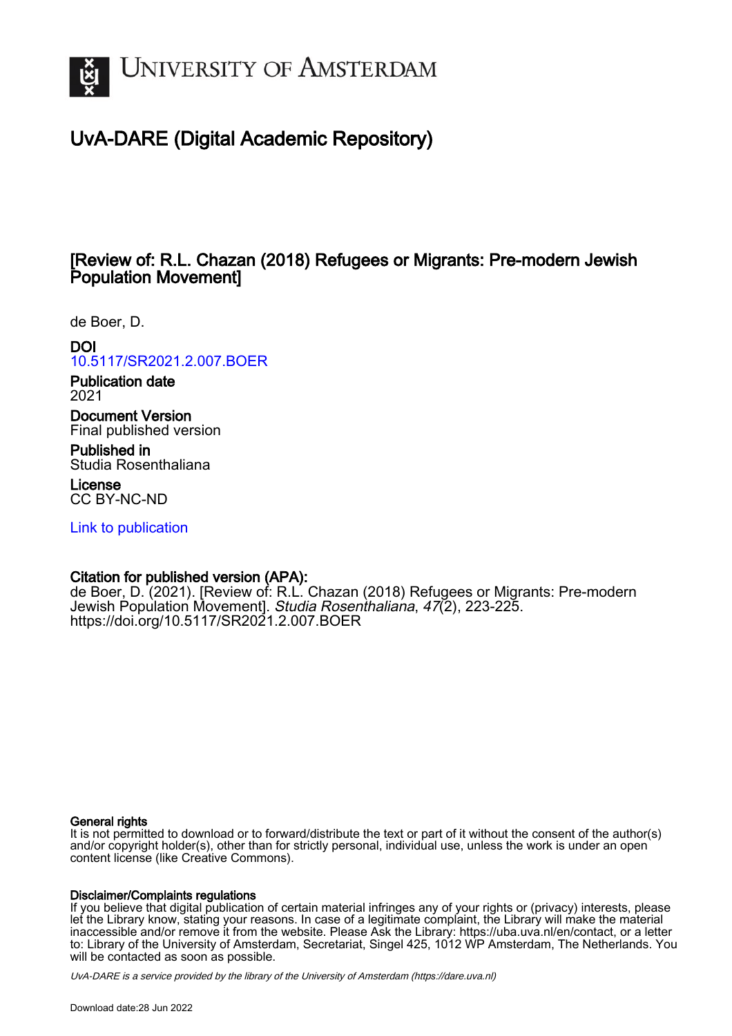# University of Amsterdam

## UvA-DARE (Digital Academic Repository)

### [Review of: R.L. Chazan (2018) Refugees or Migrants: Pre-modern Jewish Population Movement]

de Boer, D.

**DOI**
10.5117/SR2021.2.007.BOER

**Publication date**
2021

**Document Version**
Final published version

**Published in**
Studia Rosenthaliana

**License**
CC BY-NC-ND

Link to publication

**Citation for published version (APA):**
de Boer, D. (2021). [Review of: R.L. Chazan (2018) Refugees or Migrants: Pre-modern Jewish Population Movement]. *Studia Rosenthaliana*, *47*(2), 223-225. https://doi.org/10.5117/SR2021.2.007.BOER

**General rights**
It is not permitted to download or to forward/distribute the text or part of it without the consent of the author(s) and/or copyright holder(s), other than for strictly personal, individual use, unless the work is under an open content license (like Creative Commons).

**Disclaimer/Complaints regulations**
If you believe that digital publication of certain material infringes any of your rights or (privacy) interests, please let the Library know, stating your reasons. In case of a legitimate complaint, the Library will make the material inaccessible and/or remove it from the website. Please Ask the Library: https://uba.uva.nl/en/contact, or a letter to: Library of the University of Amsterdam, Secretariat, Singel 425, 1012 WP Amsterdam, The Netherlands. You will be contacted as soon as possible.

*UvA-DARE is a service provided by the library of the University of Amsterdam (https://dare.uva.nl)*

Download date:28 Jun 2022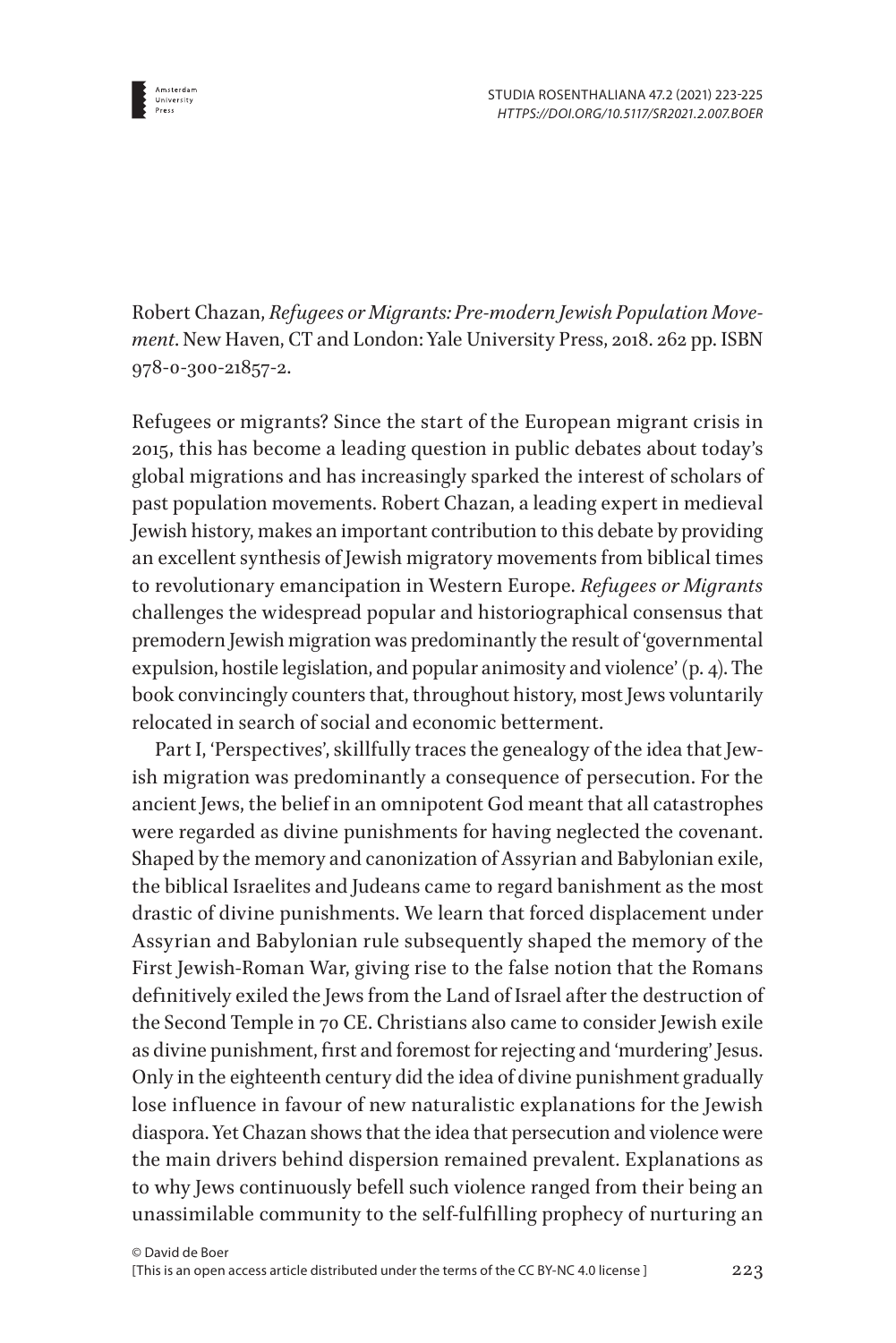Robert Chazan, *Refugees or Migrants: Pre-modern Jewish Population Movement*. New Haven, CT and London: Yale University Press, 2018. 262 pp. ISBN 978-0-300-21857-2.

Refugees or migrants? Since the start of the European migrant crisis in 2015, this has become a leading question in public debates about today's global migrations and has increasingly sparked the interest of scholars of past population movements. Robert Chazan, a leading expert in medieval Jewish history, makes an important contribution to this debate by providing an excellent synthesis of Jewish migratory movements from biblical times to revolutionary emancipation in Western Europe. *Refugees or Migrants* challenges the widespread popular and historiographical consensus that premodern Jewish migration was predominantly the result of 'governmental expulsion, hostile legislation, and popular animosity and violence' (p. 4). The book convincingly counters that, throughout history, most Jews voluntarily relocated in search of social and economic betterment.

Part I, 'Perspectives', skillfully traces the genealogy of the idea that Jewish migration was predominantly a consequence of persecution. For the ancient Jews, the belief in an omnipotent God meant that all catastrophes were regarded as divine punishments for having neglected the covenant. Shaped by the memory and canonization of Assyrian and Babylonian exile, the biblical Israelites and Judeans came to regard banishment as the most drastic of divine punishments. We learn that forced displacement under Assyrian and Babylonian rule subsequently shaped the memory of the First Jewish-Roman War, giving rise to the false notion that the Romans definitively exiled the Jews from the Land of Israel after the destruction of the Second Temple in 70 CE. Christians also came to consider Jewish exile as divine punishment, first and foremost for rejecting and 'murdering' Jesus. Only in the eighteenth century did the idea of divine punishment gradually lose influence in favour of new naturalistic explanations for the Jewish diaspora. Yet Chazan shows that the idea that persecution and violence were the main drivers behind dispersion remained prevalent. Explanations as to why Jews continuously befell such violence ranged from their being an unassimilable community to the self-fulfilling prophecy of nurturing an

© David de Boer
[This is an open access article distributed under the terms of the CC BY-NC 4.0 license ]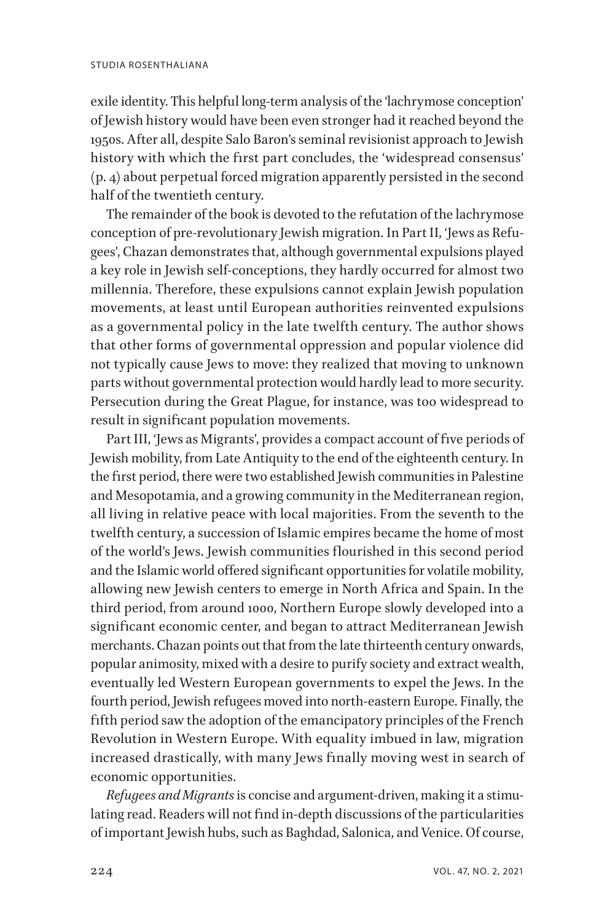exile identity. This helpful long-term analysis of the 'lachrymose conception' of Jewish history would have been even stronger had it reached beyond the 1950s. After all, despite Salo Baron's seminal revisionist approach to Jewish history with which the first part concludes, the 'widespread consensus' (p. 4) about perpetual forced migration apparently persisted in the second half of the twentieth century.

The remainder of the book is devoted to the refutation of the lachrymose conception of pre-revolutionary Jewish migration. In Part II, 'Jews as Refugees', Chazan demonstrates that, although governmental expulsions played a key role in Jewish self-conceptions, they hardly occurred for almost two millennia. Therefore, these expulsions cannot explain Jewish population movements, at least until European authorities reinvented expulsions as a governmental policy in the late twelfth century. The author shows that other forms of governmental oppression and popular violence did not typically cause Jews to move: they realized that moving to unknown parts without governmental protection would hardly lead to more security. Persecution during the Great Plague, for instance, was too widespread to result in significant population movements.

Part III, 'Jews as Migrants', provides a compact account of five periods of Jewish mobility, from Late Antiquity to the end of the eighteenth century. In the first period, there were two established Jewish communities in Palestine and Mesopotamia, and a growing community in the Mediterranean region, all living in relative peace with local majorities. From the seventh to the twelfth century, a succession of Islamic empires became the home of most of the world's Jews. Jewish communities flourished in this second period and the Islamic world offered significant opportunities for volatile mobility, allowing new Jewish centers to emerge in North Africa and Spain. In the third period, from around 1000, Northern Europe slowly developed into a significant economic center, and began to attract Mediterranean Jewish merchants. Chazan points out that from the late thirteenth century onwards, popular animosity, mixed with a desire to purify society and extract wealth, eventually led Western European governments to expel the Jews. In the fourth period, Jewish refugees moved into north-eastern Europe. Finally, the fifth period saw the adoption of the emancipatory principles of the French Revolution in Western Europe. With equality imbued in law, migration increased drastically, with many Jews finally moving west in search of economic opportunities.

*Refugees and Migrants* is concise and argument-driven, making it a stimulating read. Readers will not find in-depth discussions of the particularities of important Jewish hubs, such as Baghdad, Salonica, and Venice. Of course,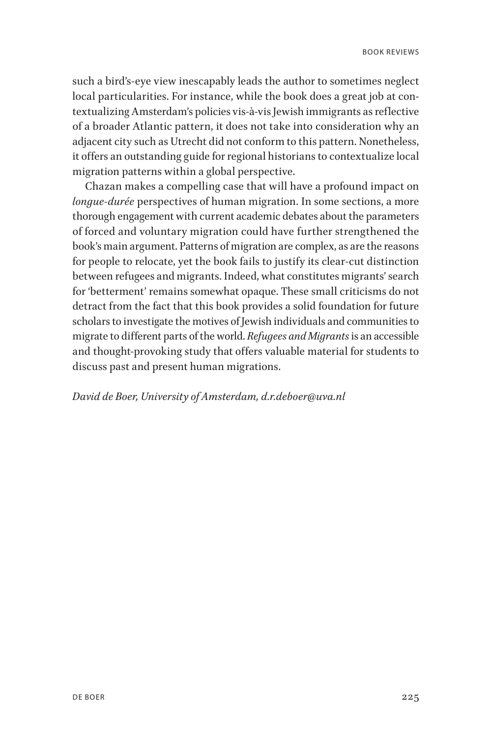such a bird's-eye view inescapably leads the author to sometimes neglect local particularities. For instance, while the book does a great job at contextualizing Amsterdam's policies vis-à-vis Jewish immigrants as reflective of a broader Atlantic pattern, it does not take into consideration why an adjacent city such as Utrecht did not conform to this pattern. Nonetheless, it offers an outstanding guide for regional historians to contextualize local migration patterns within a global perspective.

Chazan makes a compelling case that will have a profound impact on *longue-durée* perspectives of human migration. In some sections, a more thorough engagement with current academic debates about the parameters of forced and voluntary migration could have further strengthened the book's main argument. Patterns of migration are complex, as are the reasons for people to relocate, yet the book fails to justify its clear-cut distinction between refugees and migrants. Indeed, what constitutes migrants' search for 'betterment' remains somewhat opaque. These small criticisms do not detract from the fact that this book provides a solid foundation for future scholars to investigate the motives of Jewish individuals and communities to migrate to different parts of the world. *Refugees and Migrants* is an accessible and thought-provoking study that offers valuable material for students to discuss past and present human migrations.

*David de Boer, University of Amsterdam, d.r.deboer@uva.nl*